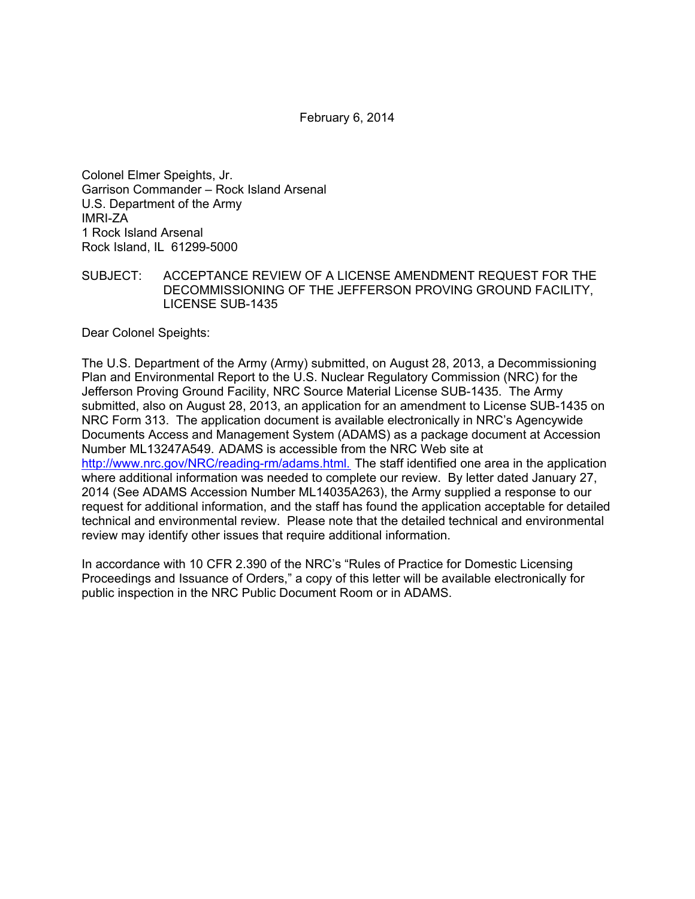February 6, 2014

Colonel Elmer Speights, Jr.
Garrison Commander – Rock Island Arsenal
U.S. Department of the Army
IMRI-ZA
1 Rock Island Arsenal
Rock Island, IL 61299-5000

SUBJECT: ACCEPTANCE REVIEW OF A LICENSE AMENDMENT REQUEST FOR THE DECOMMISSIONING OF THE JEFFERSON PROVING GROUND FACILITY, LICENSE SUB-1435

Dear Colonel Speights:

The U.S. Department of the Army (Army) submitted, on August 28, 2013, a Decommissioning Plan and Environmental Report to the U.S. Nuclear Regulatory Commission (NRC) for the Jefferson Proving Ground Facility, NRC Source Material License SUB-1435. The Army submitted, also on August 28, 2013, an application for an amendment to License SUB-1435 on NRC Form 313. The application document is available electronically in NRC's Agencywide Documents Access and Management System (ADAMS) as a package document at Accession Number ML13247A549. ADAMS is accessible from the NRC Web site at http://www.nrc.gov/NRC/reading-rm/adams.html. The staff identified one area in the application where additional information was needed to complete our review. By letter dated January 27, 2014 (See ADAMS Accession Number ML14035A263), the Army supplied a response to our request for additional information, and the staff has found the application acceptable for detailed technical and environmental review. Please note that the detailed technical and environmental review may identify other issues that require additional information.

In accordance with 10 CFR 2.390 of the NRC's "Rules of Practice for Domestic Licensing Proceedings and Issuance of Orders," a copy of this letter will be available electronically for public inspection in the NRC Public Document Room or in ADAMS.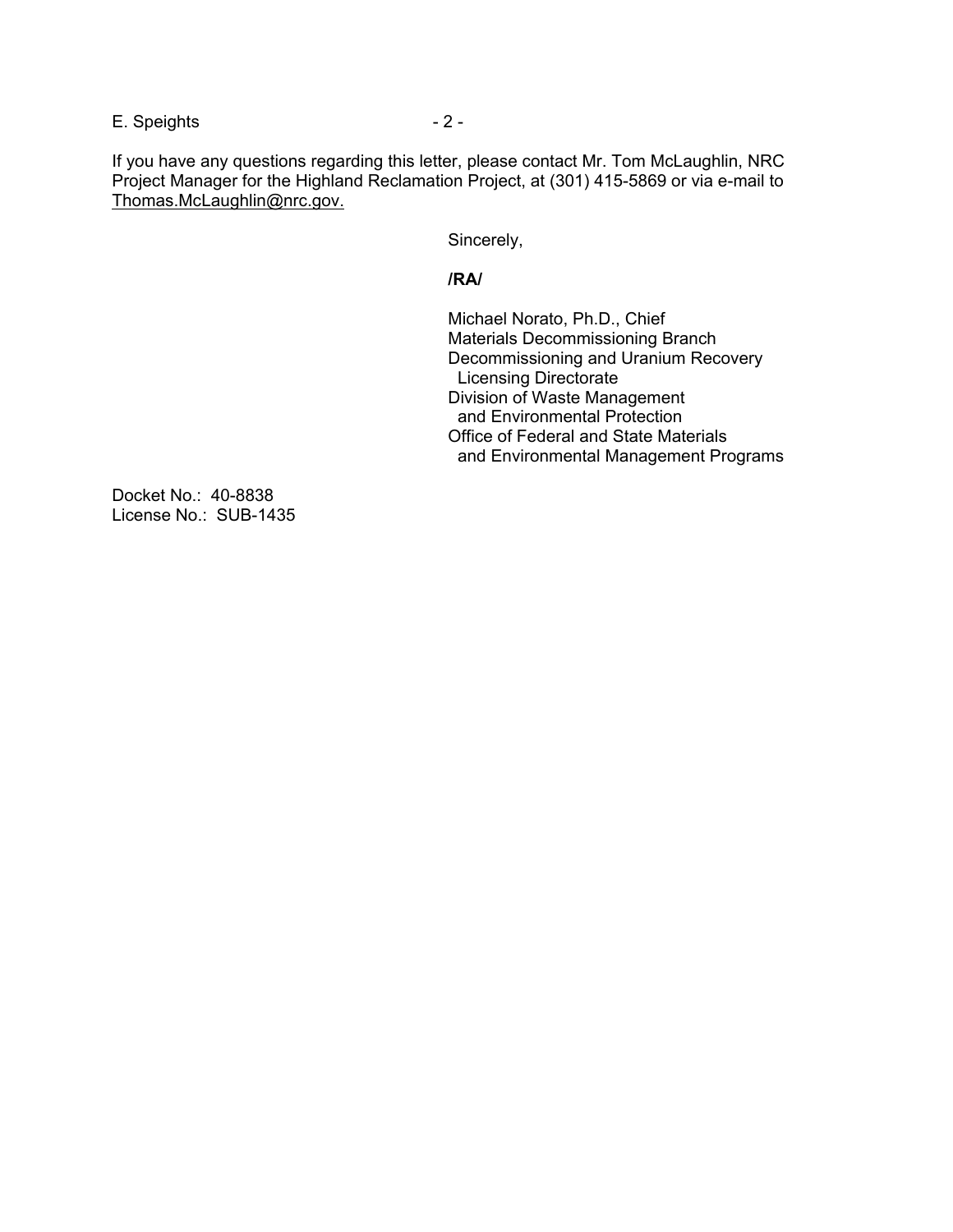If you have any questions regarding this letter, please contact Mr. Tom McLaughlin, NRC Project Manager for the Highland Reclamation Project, at (301) 415-5869 or via e-mail to Thomas.McLaughlin@nrc.gov.

Sincerely,

**/RA/**

Michael Norato, Ph.D., Chief  
Materials Decommissioning Branch  
Decommissioning and Uranium Recovery  
Licensing Directorate  
Division of Waste Management  
and Environmental Protection  
Office of Federal and State Materials  
and Environmental Management Programs

Docket No.: 40-8838  
License No.: SUB-1435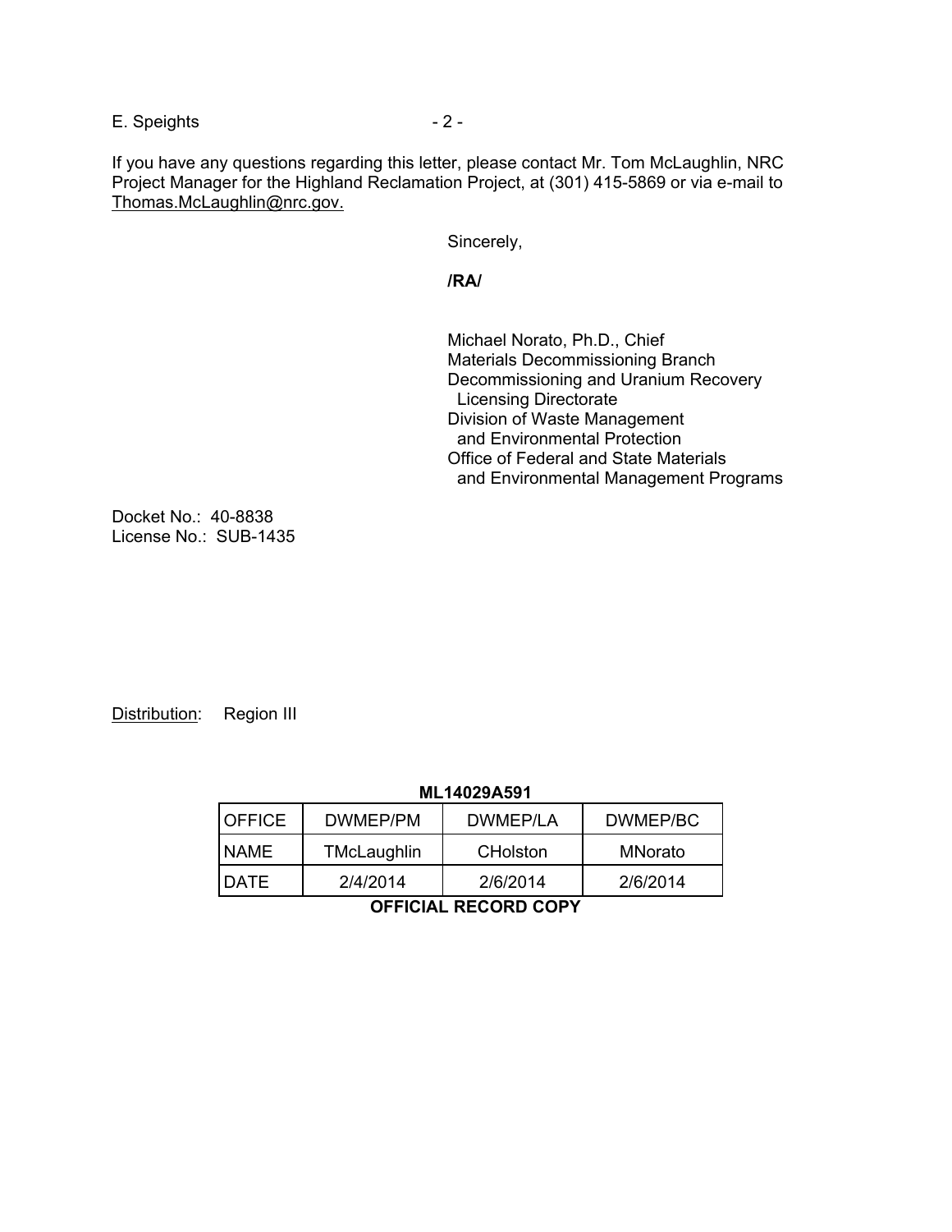If you have any questions regarding this letter, please contact Mr. Tom McLaughlin, NRC Project Manager for the Highland Reclamation Project, at (301) 415-5869 or via e-mail to Thomas.McLaughlin@nrc.gov.

Sincerely,

**/RA/**

Michael Norato, Ph.D., Chief
Materials Decommissioning Branch
Decommissioning and Uranium Recovery
Licensing Directorate
Division of Waste Management
and Environmental Protection
Office of Federal and State Materials
and Environmental Management Programs

Docket No.: 40-8838
License No.: SUB-1435

Distribution: Region III

**ML14029A591**

| OFFICE | DWMEP/PM | DWMEP/LA | DWMEP/BC |
|---|---|---|---|
| NAME | TMcLaughlin | CHolston | MNorato |
| DATE | 2/4/2014 | 2/6/2014 | 2/6/2014 |

**OFFICIAL RECORD COPY**